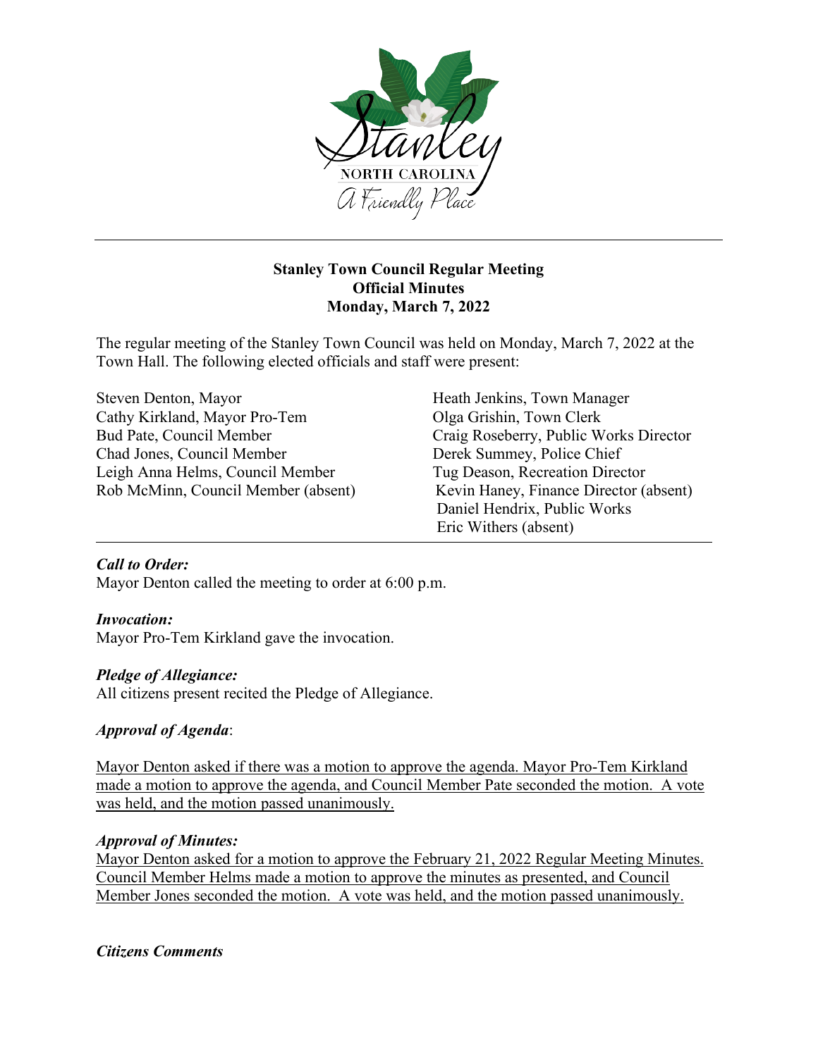**Stanley Town Council Regular Meeting**
**Official Minutes**
**Monday, March 7, 2022**

The regular meeting of the Stanley Town Council was held on Monday, March 7, 2022 at the Town Hall. The following elected officials and staff were present:

Steven Denton, Mayor
Cathy Kirkland, Mayor Pro-Tem
Bud Pate, Council Member
Chad Jones, Council Member
Leigh Anna Helms, Council Member
Rob McMinn, Council Member (absent)

Heath Jenkins, Town Manager
Olga Grishin, Town Clerk
Craig Roseberry, Public Works Director
Derek Summey, Police Chief
Tug Deason, Recreation Director
Kevin Haney, Finance Director (absent)
Daniel Hendrix, Public Works
Eric Withers (absent)

---

***Call to Order:***
Mayor Denton called the meeting to order at 6:00 p.m.

***Invocation:***
Mayor Pro-Tem Kirkland gave the invocation.

***Pledge of Allegiance:***
All citizens present recited the Pledge of Allegiance.

***Approval of Agenda***:

<u>Mayor Denton asked if there was a motion to approve the agenda. Mayor Pro-Tem Kirkland made a motion to approve the agenda, and Council Member Pate seconded the motion. A vote was held, and the motion passed unanimously.</u>

***Approval of Minutes:***
<u>Mayor Denton asked for a motion to approve the February 21, 2022 Regular Meeting Minutes. Council Member Helms made a motion to approve the minutes as presented, and Council Member Jones seconded the motion. A vote was held, and the motion passed unanimously.</u>

***Citizens Comments***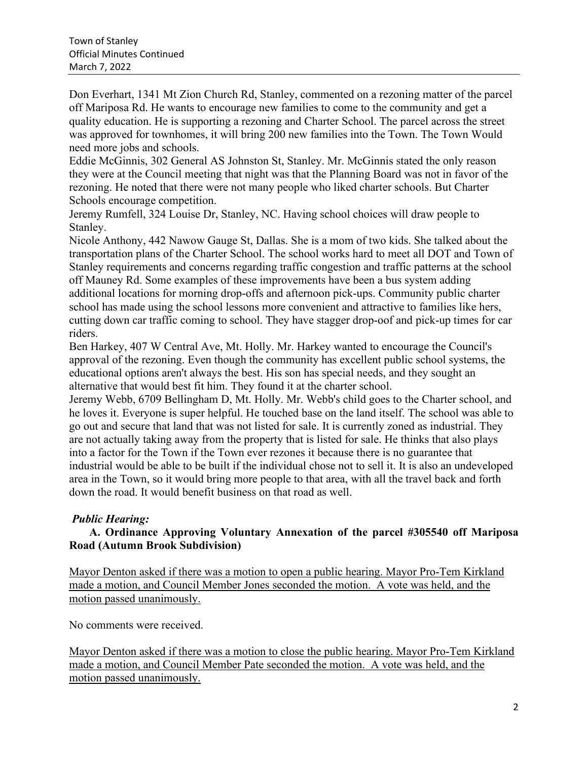Don Everhart, 1341 Mt Zion Church Rd, Stanley, commented on a rezoning matter of the parcel off Mariposa Rd. He wants to encourage new families to come to the community and get a quality education. He is supporting a rezoning and Charter School. The parcel across the street was approved for townhomes, it will bring 200 new families into the Town. The Town Would need more jobs and schools.

Eddie McGinnis, 302 General AS Johnston St, Stanley. Mr. McGinnis stated the only reason they were at the Council meeting that night was that the Planning Board was not in favor of the rezoning. He noted that there were not many people who liked charter schools. But Charter Schools encourage competition.

Jeremy Rumfell, 324 Louise Dr, Stanley, NC. Having school choices will draw people to Stanley.

Nicole Anthony, 442 Nawow Gauge St, Dallas. She is a mom of two kids. She talked about the transportation plans of the Charter School. The school works hard to meet all DOT and Town of Stanley requirements and concerns regarding traffic congestion and traffic patterns at the school off Mauney Rd. Some examples of these improvements have been a bus system adding additional locations for morning drop-offs and afternoon pick-ups. Community public charter school has made using the school lessons more convenient and attractive to families like hers, cutting down car traffic coming to school. They have stagger drop-oof and pick-up times for car riders.

Ben Harkey, 407 W Central Ave, Mt. Holly. Mr. Harkey wanted to encourage the Council's approval of the rezoning. Even though the community has excellent public school systems, the educational options aren't always the best. His son has special needs, and they sought an alternative that would best fit him. They found it at the charter school.

Jeremy Webb, 6709 Bellingham D, Mt. Holly. Mr. Webb's child goes to the Charter school, and he loves it. Everyone is super helpful. He touched base on the land itself. The school was able to go out and secure that land that was not listed for sale. It is currently zoned as industrial. They are not actually taking away from the property that is listed for sale. He thinks that also plays into a factor for the Town if the Town ever rezones it because there is no guarantee that industrial would be able to be built if the individual chose not to sell it. It is also an undeveloped area in the Town, so it would bring more people to that area, with all the travel back and forth down the road. It would benefit business on that road as well.

***Public Hearing:***

**A. Ordinance Approving Voluntary Annexation of the parcel #305540 off Mariposa Road (Autumn Brook Subdivision)**

Mayor Denton asked if there was a motion to open a public hearing. Mayor Pro-Tem Kirkland made a motion, and Council Member Jones seconded the motion. A vote was held, and the motion passed unanimously.

No comments were received.

Mayor Denton asked if there was a motion to close the public hearing. Mayor Pro-Tem Kirkland made a motion, and Council Member Pate seconded the motion. A vote was held, and the motion passed unanimously.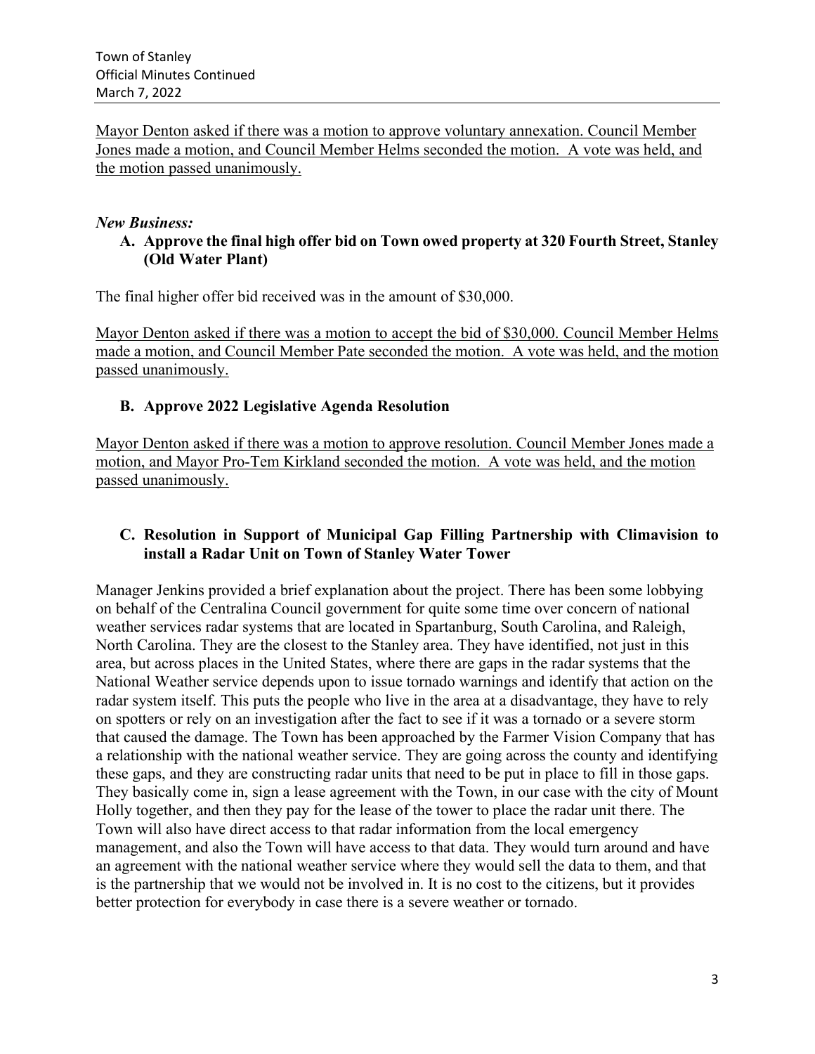Mayor Denton asked if there was a motion to approve voluntary annexation. Council Member Jones made a motion, and Council Member Helms seconded the motion. A vote was held, and the motion passed unanimously.

***New Business:***

**A. Approve the final high offer bid on Town owed property at 320 Fourth Street, Stanley (Old Water Plant)**

The final higher offer bid received was in the amount of $30,000.

Mayor Denton asked if there was a motion to accept the bid of $30,000. Council Member Helms made a motion, and Council Member Pate seconded the motion. A vote was held, and the motion passed unanimously.

**B. Approve 2022 Legislative Agenda Resolution**

Mayor Denton asked if there was a motion to approve resolution. Council Member Jones made a motion, and Mayor Pro-Tem Kirkland seconded the motion. A vote was held, and the motion passed unanimously.

**C. Resolution in Support of Municipal Gap Filling Partnership with Climavision to install a Radar Unit on Town of Stanley Water Tower**

Manager Jenkins provided a brief explanation about the project. There has been some lobbying on behalf of the Centralina Council government for quite some time over concern of national weather services radar systems that are located in Spartanburg, South Carolina, and Raleigh, North Carolina. They are the closest to the Stanley area. They have identified, not just in this area, but across places in the United States, where there are gaps in the radar systems that the National Weather service depends upon to issue tornado warnings and identify that action on the radar system itself. This puts the people who live in the area at a disadvantage, they have to rely on spotters or rely on an investigation after the fact to see if it was a tornado or a severe storm that caused the damage. The Town has been approached by the Farmer Vision Company that has a relationship with the national weather service. They are going across the county and identifying these gaps, and they are constructing radar units that need to be put in place to fill in those gaps. They basically come in, sign a lease agreement with the Town, in our case with the city of Mount Holly together, and then they pay for the lease of the tower to place the radar unit there. The Town will also have direct access to that radar information from the local emergency management, and also the Town will have access to that data. They would turn around and have an agreement with the national weather service where they would sell the data to them, and that is the partnership that we would not be involved in. It is no cost to the citizens, but it provides better protection for everybody in case there is a severe weather or tornado.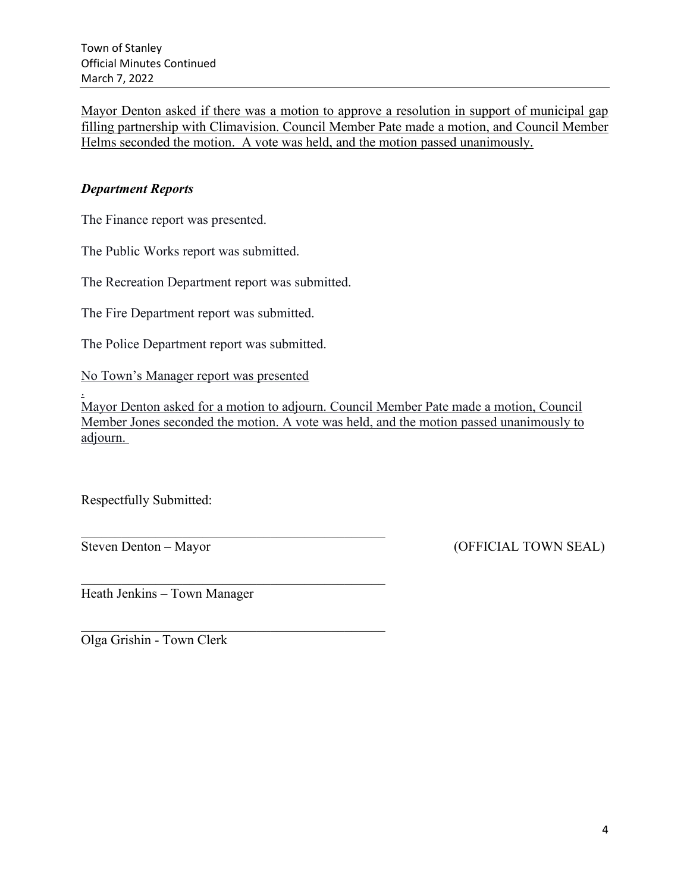Mayor Denton asked if there was a motion to approve a resolution in support of municipal gap filling partnership with Climavision. Council Member Pate made a motion, and Council Member Helms seconded the motion. A vote was held, and the motion passed unanimously.

### *Department Reports*

The Finance report was presented.

The Public Works report was submitted.

The Recreation Department report was submitted.

The Fire Department report was submitted.

The Police Department report was submitted.

No Town's Manager report was presented

.

Mayor Denton asked for a motion to adjourn. Council Member Pate made a motion, Council Member Jones seconded the motion. A vote was held, and the motion passed unanimously to adjourn.

Respectfully Submitted:

\_\_\_\_\_\_\_\_\_\_\_\_\_\_\_\_\_\_\_\_\_\_\_\_\_\_\_\_\_\_\_\_\_\_\_\_\_\_\_\_\_\_\_\_
Steven Denton – Mayor (OFFICIAL TOWN SEAL)

\_\_\_\_\_\_\_\_\_\_\_\_\_\_\_\_\_\_\_\_\_\_\_\_\_\_\_\_\_\_\_\_\_\_\_\_\_\_\_\_\_\_\_\_
Heath Jenkins – Town Manager

\_\_\_\_\_\_\_\_\_\_\_\_\_\_\_\_\_\_\_\_\_\_\_\_\_\_\_\_\_\_\_\_\_\_\_\_\_\_\_\_\_\_\_\_
Olga Grishin - Town Clerk